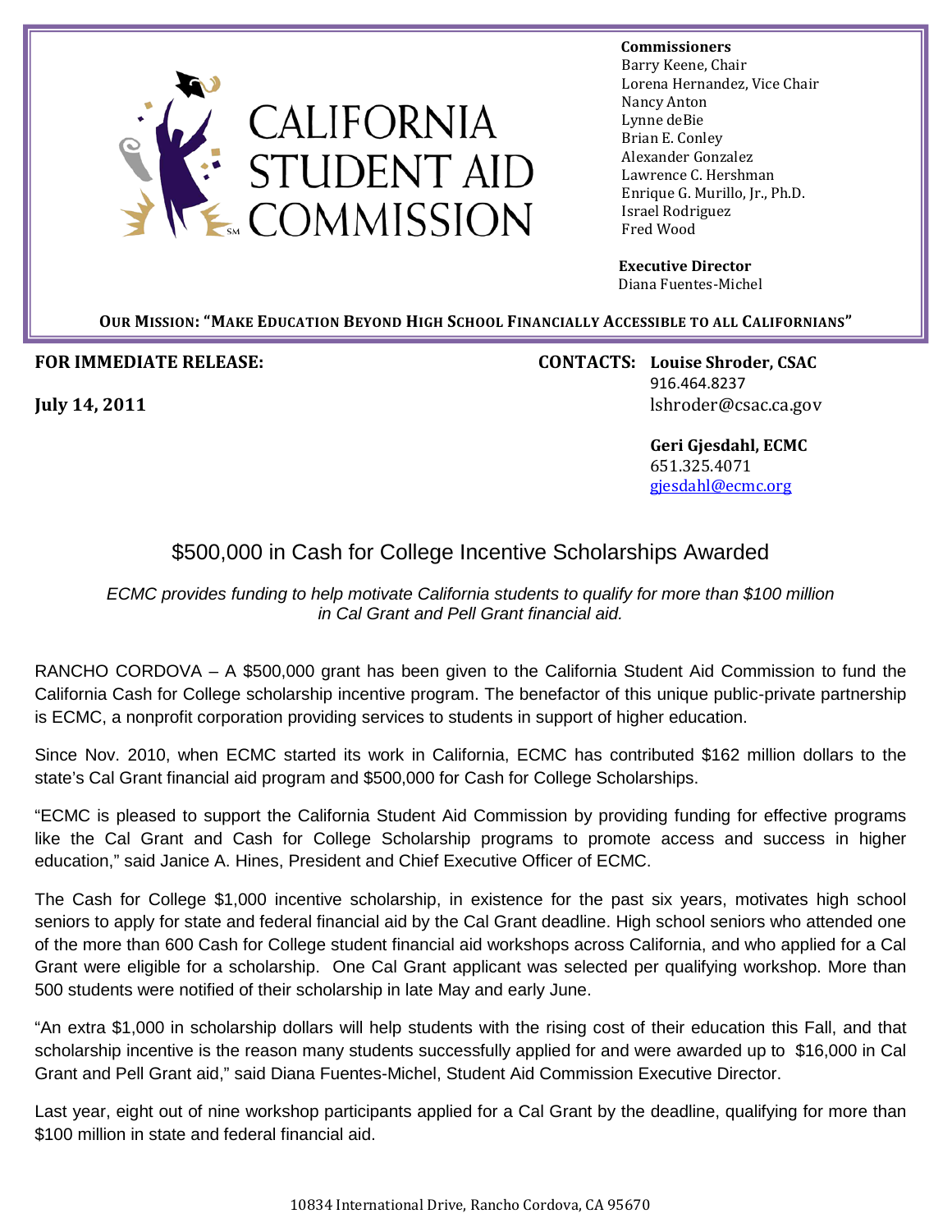CALIFORNIA STUDENT AID COMMISSION

**Commissioners**
Barry Keene, Chair
Lorena Hernandez, Vice Chair
Nancy Anton
Lynne deBie
Brian E. Conley
Alexander Gonzalez
Lawrence C. Hershman
Enrique G. Murillo, Jr., Ph.D.
Israel Rodriguez
Fred Wood

**Executive Director**
Diana Fuentes-Michel

**OUR MISSION: "MAKE EDUCATION BEYOND HIGH SCHOOL FINANCIALLY ACCESSIBLE TO ALL CALIFORNIANS"**

**FOR IMMEDIATE RELEASE:**

**July 14, 2011**

**CONTACTS:** **Louise Shroder, CSAC**
916.464.8237
lshroder@csac.ca.gov

**Geri Gjesdahl, ECMC**
651.325.4071
gjesdahl@ecmc.org

## $500,000 in Cash for College Incentive Scholarships Awarded

*ECMC provides funding to help motivate California students to qualify for more than $100 million in Cal Grant and Pell Grant financial aid.*

RANCHO CORDOVA – A $500,000 grant has been given to the California Student Aid Commission to fund the California Cash for College scholarship incentive program. The benefactor of this unique public-private partnership is ECMC, a nonprofit corporation providing services to students in support of higher education.

Since Nov. 2010, when ECMC started its work in California, ECMC has contributed $162 million dollars to the state's Cal Grant financial aid program and $500,000 for Cash for College Scholarships.

"ECMC is pleased to support the California Student Aid Commission by providing funding for effective programs like the Cal Grant and Cash for College Scholarship programs to promote access and success in higher education," said Janice A. Hines, President and Chief Executive Officer of ECMC.

The Cash for College $1,000 incentive scholarship, in existence for the past six years, motivates high school seniors to apply for state and federal financial aid by the Cal Grant deadline. High school seniors who attended one of the more than 600 Cash for College student financial aid workshops across California, and who applied for a Cal Grant were eligible for a scholarship. One Cal Grant applicant was selected per qualifying workshop. More than 500 students were notified of their scholarship in late May and early June.

"An extra $1,000 in scholarship dollars will help students with the rising cost of their education this Fall, and that scholarship incentive is the reason many students successfully applied for and were awarded up to $16,000 in Cal Grant and Pell Grant aid," said Diana Fuentes-Michel, Student Aid Commission Executive Director.

Last year, eight out of nine workshop participants applied for a Cal Grant by the deadline, qualifying for more than $100 million in state and federal financial aid.

10834 International Drive, Rancho Cordova, CA 95670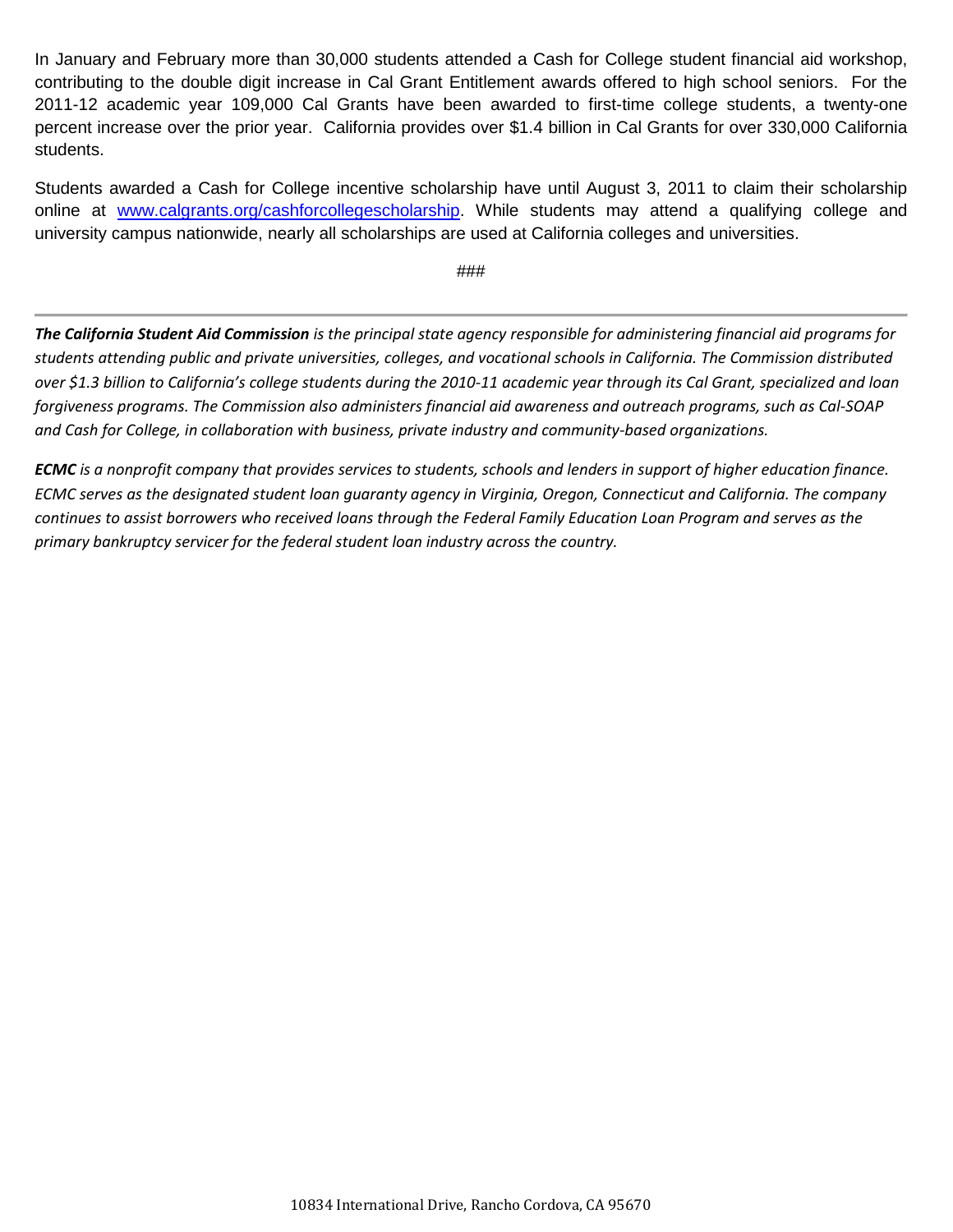In January and February more than 30,000 students attended a Cash for College student financial aid workshop, contributing to the double digit increase in Cal Grant Entitlement awards offered to high school seniors. For the 2011-12 academic year 109,000 Cal Grants have been awarded to first-time college students, a twenty-one percent increase over the prior year. California provides over $1.4 billion in Cal Grants for over 330,000 California students.

Students awarded a Cash for College incentive scholarship have until August 3, 2011 to claim their scholarship online at [www.calgrants.org/cashforcollegescholarship](http://www.calgrants.org/cashforcollegescholarship). While students may attend a qualifying college and university campus nationwide, nearly all scholarships are used at California colleges and universities.

###

---

***The California Student Aid Commission*** *is the principal state agency responsible for administering financial aid programs for students attending public and private universities, colleges, and vocational schools in California. The Commission distributed over $1.3 billion to California's college students during the 2010-11 academic year through its Cal Grant, specialized and loan forgiveness programs. The Commission also administers financial aid awareness and outreach programs, such as Cal-SOAP and Cash for College, in collaboration with business, private industry and community-based organizations.*

***ECMC*** *is a nonprofit company that provides services to students, schools and lenders in support of higher education finance. ECMC serves as the designated student loan guaranty agency in Virginia, Oregon, Connecticut and California. The company continues to assist borrowers who received loans through the Federal Family Education Loan Program and serves as the primary bankruptcy servicer for the federal student loan industry across the country.*

10834 International Drive, Rancho Cordova, CA 95670